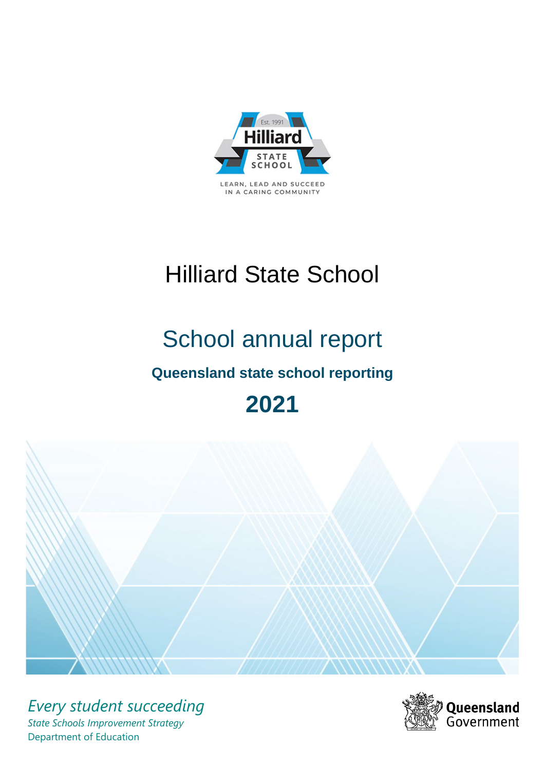Est. 1991

Hilliard

STATE SCHOOL

LEARN, LEAD AND SUCCEED IN A CARING COMMUNITY

# Hilliard State School

## School annual report

### Queensland state school reporting

## 2021

*Every student succeeding*

*State Schools Improvement Strategy*

Department of Education

Queensland Government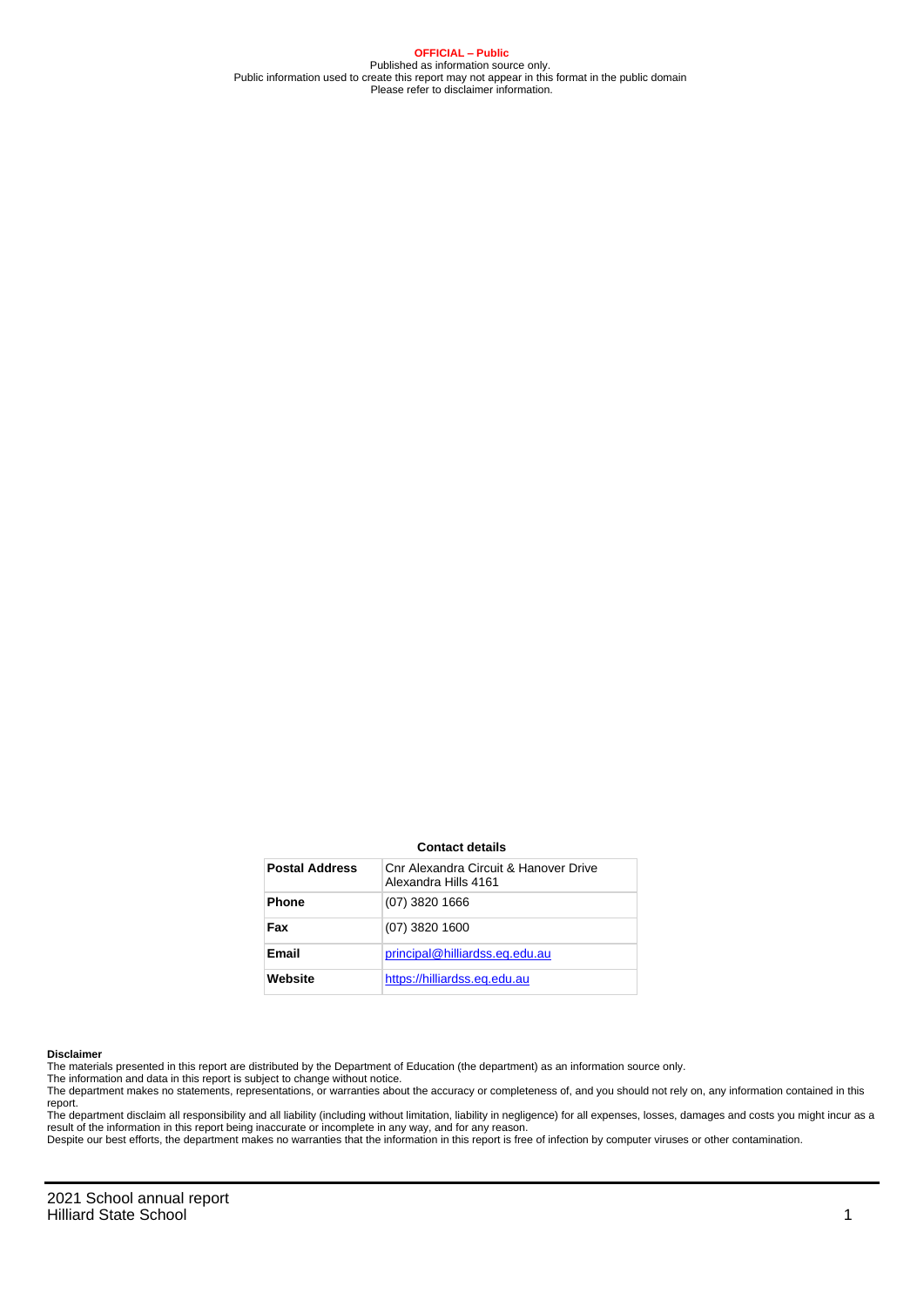**OFFICIAL – Public**
Published as information source only.
Public information used to create this report may not appear in this format in the public domain
Please refer to disclaimer information.

**Contact details**

| Postal Address | Cnr Alexandra Circuit & Hanover Drive Alexandra Hills 4161 |
|---|---|
| Phone | (07) 3820 1666 |
| Fax | (07) 3820 1600 |
| Email | principal@hilliardss.eq.edu.au |
| Website | https://hilliardss.eq.edu.au |

**Disclaimer**

The materials presented in this report are distributed by the Department of Education (the department) as an information source only.

The information and data in this report is subject to change without notice.

The department makes no statements, representations, or warranties about the accuracy or completeness of, and you should not rely on, any information contained in this report.

The department disclaim all responsibility and all liability (including without limitation, liability in negligence) for all expenses, losses, damages and costs you might incur as a result of the information in this report being inaccurate or incomplete in any way, and for any reason.

Despite our best efforts, the department makes no warranties that the information in this report is free of infection by computer viruses or other contamination.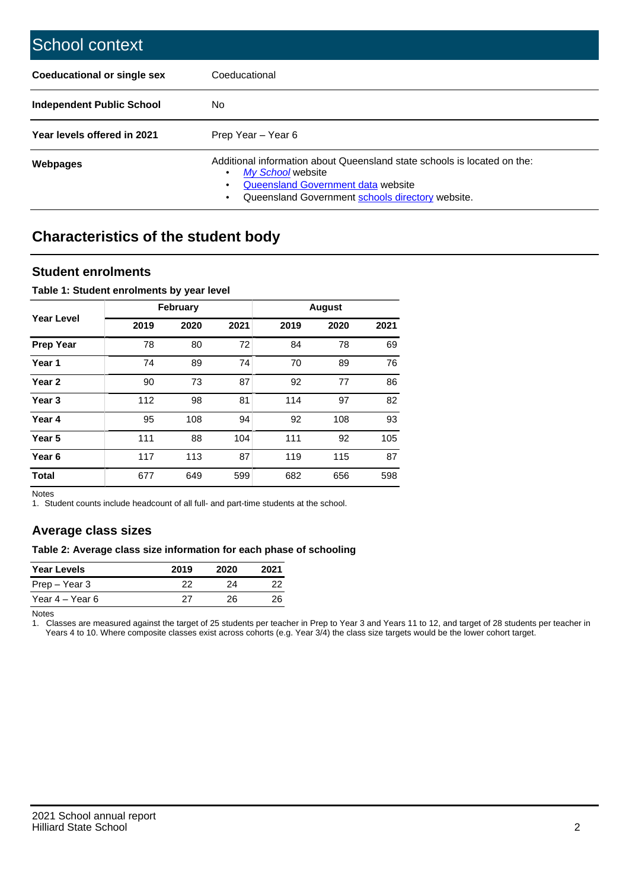# School context

| | |
|---|---|
| **Coeducational or single sex** | Coeducational |
| **Independent Public School** | No |
| **Year levels offered in 2021** | Prep Year – Year 6 |
| **Webpages** | Additional information about Queensland state schools is located on the: • *My School* website • Queensland Government data website • Queensland Government schools directory website. |

## Characteristics of the student body

### Student enrolments

**Table 1: Student enrolments by year level**

| Year Level | February | | | August | | |
|---|---|---|---|---|---|---|
| | **2019** | **2020** | **2021** | **2019** | **2020** | **2021** |
| **Prep Year** | 78 | 80 | 72 | 84 | 78 | 69 |
| **Year 1** | 74 | 89 | 74 | 70 | 89 | 76 |
| **Year 2** | 90 | 73 | 87 | 92 | 77 | 86 |
| **Year 3** | 112 | 98 | 81 | 114 | 97 | 82 |
| **Year 4** | 95 | 108 | 94 | 92 | 108 | 93 |
| **Year 5** | 111 | 88 | 104 | 111 | 92 | 105 |
| **Year 6** | 117 | 113 | 87 | 119 | 115 | 87 |
| **Total** | 677 | 649 | 599 | 682 | 656 | 598 |

Notes

1. Student counts include headcount of all full- and part-time students at the school.

### Average class sizes

**Table 2: Average class size information for each phase of schooling**

| Year Levels | 2019 | 2020 | 2021 |
|---|---|---|---|
| Prep – Year 3 | 22 | 24 | 22 |
| Year 4 – Year 6 | 27 | 26 | 26 |

Notes

1. Classes are measured against the target of 25 students per teacher in Prep to Year 3 and Years 11 to 12, and target of 28 students per teacher in Years 4 to 10. Where composite classes exist across cohorts (e.g. Year 3/4) the class size targets would be the lower cohort target.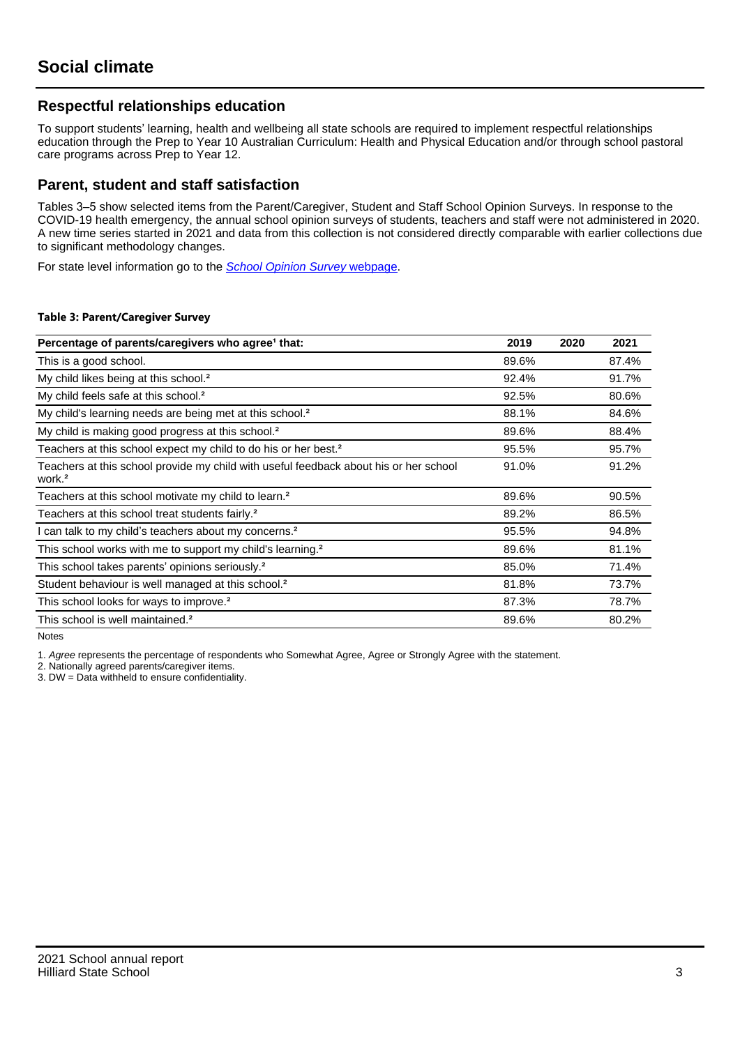# Social climate

## Respectful relationships education

To support students' learning, health and wellbeing all state schools are required to implement respectful relationships education through the Prep to Year 10 Australian Curriculum: Health and Physical Education and/or through school pastoral care programs across Prep to Year 12.

## Parent, student and staff satisfaction

Tables 3–5 show selected items from the Parent/Caregiver, Student and Staff School Opinion Surveys. In response to the COVID-19 health emergency, the annual school opinion surveys of students, teachers and staff were not administered in 2020. A new time series started in 2021 and data from this collection is not considered directly comparable with earlier collections due to significant methodology changes.

For state level information go to the *School Opinion Survey* webpage.

**Table 3: Parent/Caregiver Survey**

| Percentage of parents/caregivers who agree[1] that: | 2019 | 2020 | 2021 |
|---|---|---|---|
| This is a good school. | 89.6% | | 87.4% |
| My child likes being at this school.[2] | 92.4% | | 91.7% |
| My child feels safe at this school.[2] | 92.5% | | 80.6% |
| My child's learning needs are being met at this school.[2] | 88.1% | | 84.6% |
| My child is making good progress at this school.[2] | 89.6% | | 88.4% |
| Teachers at this school expect my child to do his or her best.[2] | 95.5% | | 95.7% |
| Teachers at this school provide my child with useful feedback about his or her school work.[2] | 91.0% | | 91.2% |
| Teachers at this school motivate my child to learn.[2] | 89.6% | | 90.5% |
| Teachers at this school treat students fairly.[2] | 89.2% | | 86.5% |
| I can talk to my child's teachers about my concerns.[2] | 95.5% | | 94.8% |
| This school works with me to support my child's learning.[2] | 89.6% | | 81.1% |
| This school takes parents' opinions seriously.[2] | 85.0% | | 71.4% |
| Student behaviour is well managed at this school.[2] | 81.8% | | 73.7% |
| This school looks for ways to improve.[2] | 87.3% | | 78.7% |
| This school is well maintained.[2] | 89.6% | | 80.2% |

Notes

1. *Agree* represents the percentage of respondents who Somewhat Agree, Agree or Strongly Agree with the statement.
2. Nationally agreed parents/caregiver items.
3. DW = Data withheld to ensure confidentiality.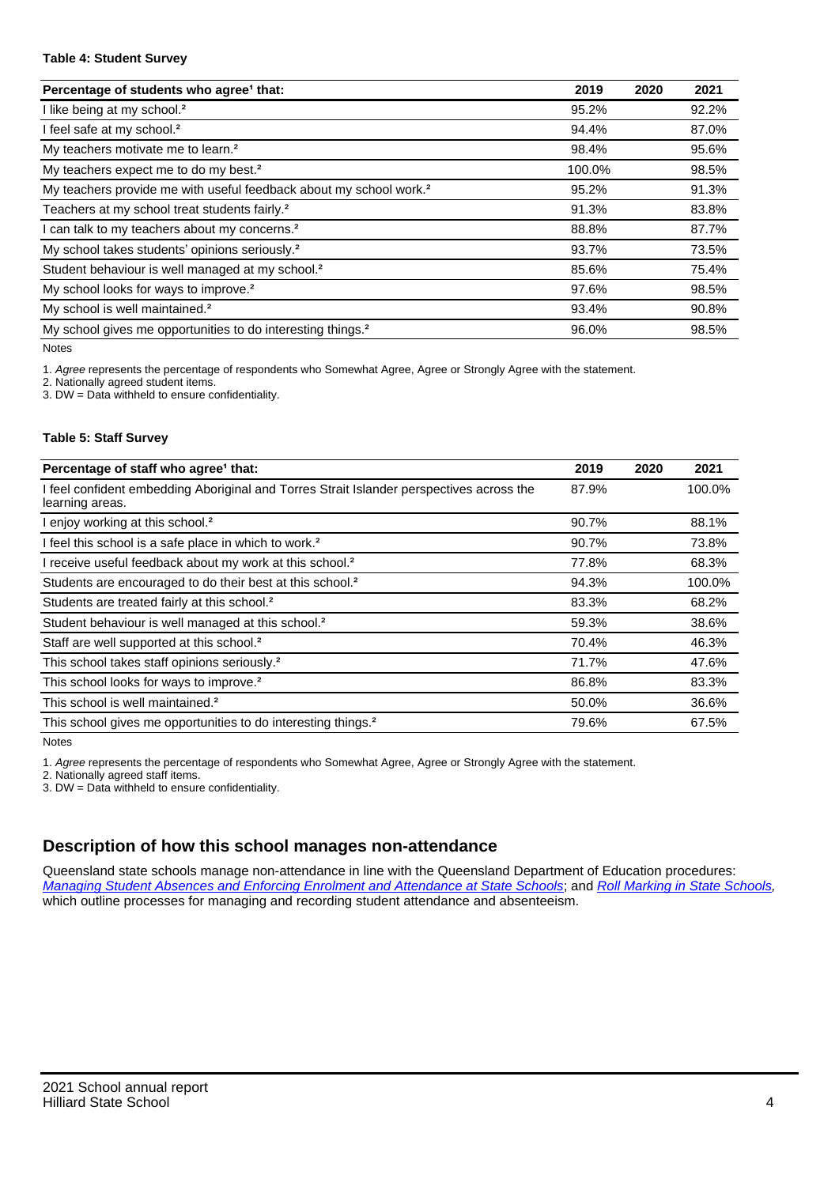#### Table 4: Student Survey

| Percentage of students who agree[1] that: | 2019 | 2020 | 2021 |
|---|---|---|---|
| I like being at my school.[2] | 95.2% | | 92.2% |
| I feel safe at my school.[2] | 94.4% | | 87.0% |
| My teachers motivate me to learn.[2] | 98.4% | | 95.6% |
| My teachers expect me to do my best.[2] | 100.0% | | 98.5% |
| My teachers provide me with useful feedback about my school work.[2] | 95.2% | | 91.3% |
| Teachers at my school treat students fairly.[2] | 91.3% | | 83.8% |
| I can talk to my teachers about my concerns.[2] | 88.8% | | 87.7% |
| My school takes students' opinions seriously.[2] | 93.7% | | 73.5% |
| Student behaviour is well managed at my school.[2] | 85.6% | | 75.4% |
| My school looks for ways to improve.[2] | 97.6% | | 98.5% |
| My school is well maintained.[2] | 93.4% | | 90.8% |
| My school gives me opportunities to do interesting things.[2] | 96.0% | | 98.5% |

Notes

1. *Agree* represents the percentage of respondents who Somewhat Agree, Agree or Strongly Agree with the statement.
2. Nationally agreed student items.
3. DW = Data withheld to ensure confidentiality.

#### Table 5: Staff Survey

| Percentage of staff who agree[1] that: | 2019 | 2020 | 2021 |
|---|---|---|---|
| I feel confident embedding Aboriginal and Torres Strait Islander perspectives across the learning areas. | 87.9% | | 100.0% |
| I enjoy working at this school.[2] | 90.7% | | 88.1% |
| I feel this school is a safe place in which to work.[2] | 90.7% | | 73.8% |
| I receive useful feedback about my work at this school.[2] | 77.8% | | 68.3% |
| Students are encouraged to do their best at this school.[2] | 94.3% | | 100.0% |
| Students are treated fairly at this school.[2] | 83.3% | | 68.2% |
| Student behaviour is well managed at this school.[2] | 59.3% | | 38.6% |
| Staff are well supported at this school.[2] | 70.4% | | 46.3% |
| This school takes staff opinions seriously.[2] | 71.7% | | 47.6% |
| This school looks for ways to improve.[2] | 86.8% | | 83.3% |
| This school is well maintained.[2] | 50.0% | | 36.6% |
| This school gives me opportunities to do interesting things.[2] | 79.6% | | 67.5% |

Notes

1. *Agree* represents the percentage of respondents who Somewhat Agree, Agree or Strongly Agree with the statement.
2. Nationally agreed staff items.
3. DW = Data withheld to ensure confidentiality.

## Description of how this school manages non-attendance

Queensland state schools manage non-attendance in line with the Queensland Department of Education procedures: *Managing Student Absences and Enforcing Enrolment and Attendance at State Schools*; and *Roll Marking in State Schools*, which outline processes for managing and recording student attendance and absenteeism.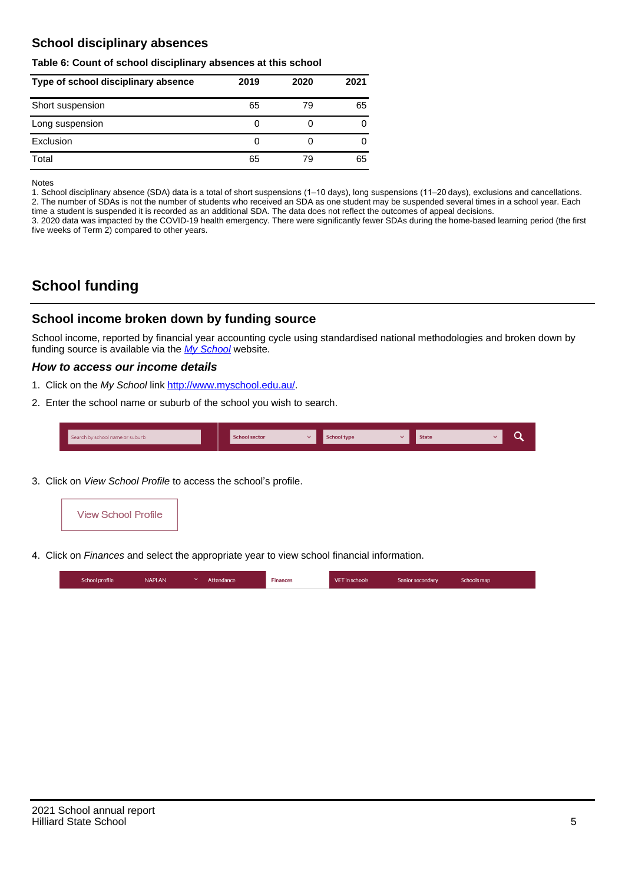## School disciplinary absences

**Table 6: Count of school disciplinary absences at this school**

| Type of school disciplinary absence | 2019 | 2020 | 2021 |
|---|---|---|---|
| Short suspension | 65 | 79 | 65 |
| Long suspension | 0 | 0 | 0 |
| Exclusion | 0 | 0 | 0 |
| Total | 65 | 79 | 65 |

Notes
1. School disciplinary absence (SDA) data is a total of short suspensions (1–10 days), long suspensions (11–20 days), exclusions and cancellations.
2. The number of SDAs is not the number of students who received an SDA as one student may be suspended several times in a school year. Each time a student is suspended it is recorded as an additional SDA. The data does not reflect the outcomes of appeal decisions.
3. 2020 data was impacted by the COVID-19 health emergency. There were significantly fewer SDAs during the home-based learning period (the first five weeks of Term 2) compared to other years.

# School funding

## School income broken down by funding source

School income, reported by financial year accounting cycle using standardised national methodologies and broken down by funding source is available via the *My School* website.

### *How to access our income details*

1. Click on the *My School* link http://www.myschool.edu.au/.
2. Enter the school name or suburb of the school you wish to search.

Search by school name or suburb | School sector | School type | State

3. Click on *View School Profile* to access the school's profile.

View School Profile

4. Click on *Finances* and select the appropriate year to view school financial information.

School profile | NAPLAN | Attendance | Finances | VET in schools | Senior secondary | Schools map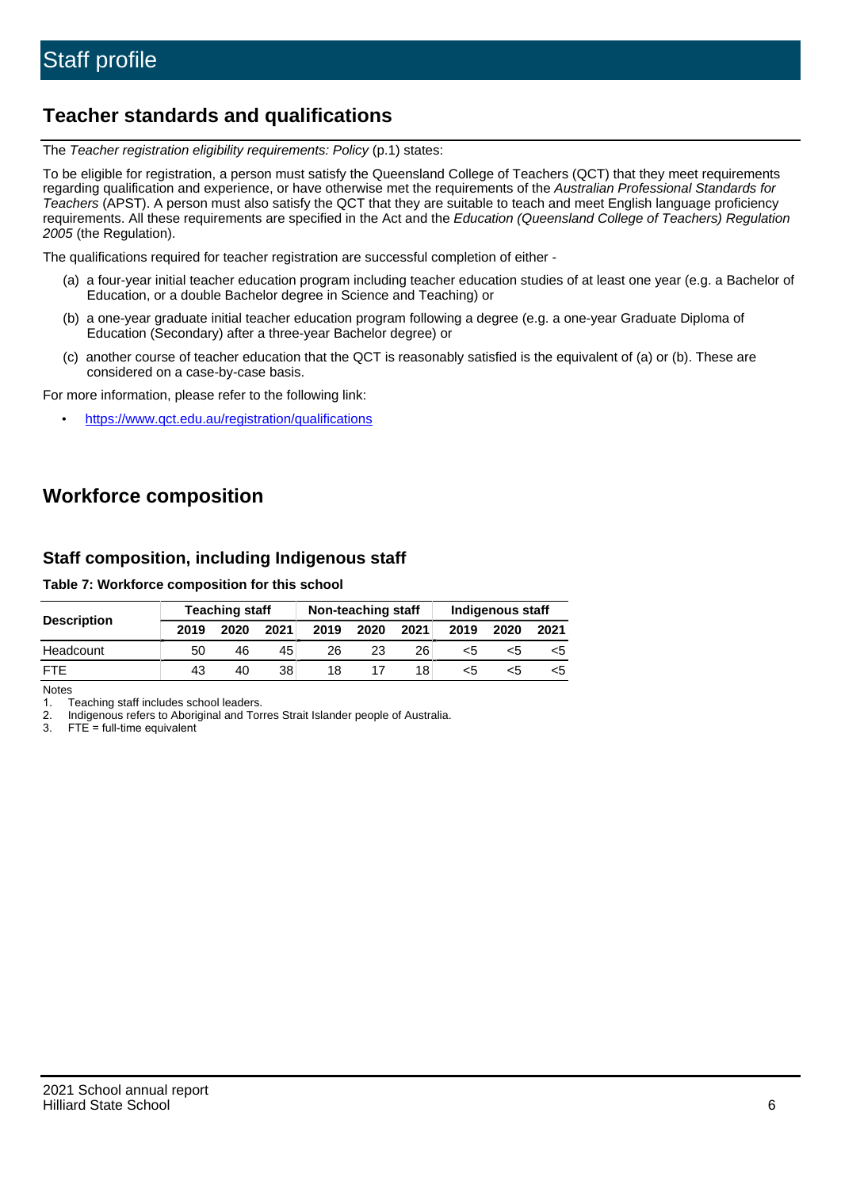# Staff profile

## Teacher standards and qualifications

The *Teacher registration eligibility requirements: Policy* (p.1) states:

To be eligible for registration, a person must satisfy the Queensland College of Teachers (QCT) that they meet requirements regarding qualification and experience, or have otherwise met the requirements of the *Australian Professional Standards for Teachers* (APST). A person must also satisfy the QCT that they are suitable to teach and meet English language proficiency requirements. All these requirements are specified in the Act and the *Education (Queensland College of Teachers) Regulation 2005* (the Regulation).

The qualifications required for teacher registration are successful completion of either -

(a) a four-year initial teacher education program including teacher education studies of at least one year (e.g. a Bachelor of Education, or a double Bachelor degree in Science and Teaching) or

(b) a one-year graduate initial teacher education program following a degree (e.g. a one-year Graduate Diploma of Education (Secondary) after a three-year Bachelor degree) or

(c) another course of teacher education that the QCT is reasonably satisfied is the equivalent of (a) or (b). These are considered on a case-by-case basis.

For more information, please refer to the following link:

- https://www.qct.edu.au/registration/qualifications

## Workforce composition

### Staff composition, including Indigenous staff

**Table 7: Workforce composition for this school**

| Description | Teaching staff | | | Non-teaching staff | | | Indigenous staff | | |
|---|---|---|---|---|---|---|---|---|---|
| | 2019 | 2020 | 2021 | 2019 | 2020 | 2021 | 2019 | 2020 | 2021 |
| Headcount | 50 | 46 | 45 | 26 | 23 | 26 | <5 | <5 | <5 |
| FTE | 43 | 40 | 38 | 18 | 17 | 18 | <5 | <5 | <5 |

Notes

1. Teaching staff includes school leaders.
2. Indigenous refers to Aboriginal and Torres Strait Islander people of Australia.
3. FTE = full-time equivalent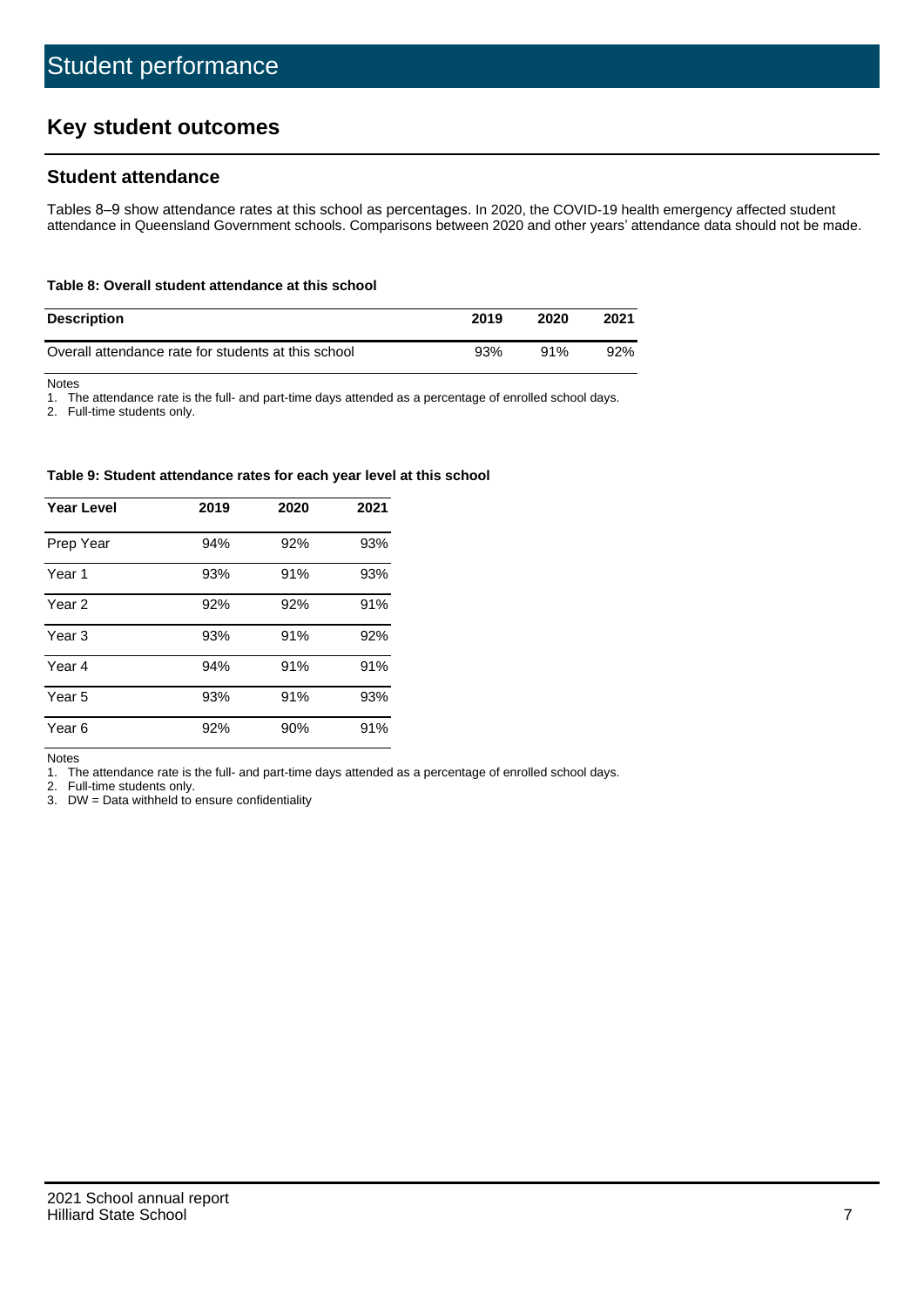# Student performance

## Key student outcomes

### Student attendance

Tables 8–9 show attendance rates at this school as percentages. In 2020, the COVID-19 health emergency affected student attendance in Queensland Government schools. Comparisons between 2020 and other years' attendance data should not be made.

**Table 8: Overall student attendance at this school**

| Description | 2019 | 2020 | 2021 |
|---|---|---|---|
| Overall attendance rate for students at this school | 93% | 91% | 92% |

Notes

1. The attendance rate is the full- and part-time days attended as a percentage of enrolled school days.
2. Full-time students only.

**Table 9: Student attendance rates for each year level at this school**

| Year Level | 2019 | 2020 | 2021 |
|---|---|---|---|
| Prep Year | 94% | 92% | 93% |
| Year 1 | 93% | 91% | 93% |
| Year 2 | 92% | 92% | 91% |
| Year 3 | 93% | 91% | 92% |
| Year 4 | 94% | 91% | 91% |
| Year 5 | 93% | 91% | 93% |
| Year 6 | 92% | 90% | 91% |

Notes

1. The attendance rate is the full- and part-time days attended as a percentage of enrolled school days.
2. Full-time students only.
3. DW = Data withheld to ensure confidentiality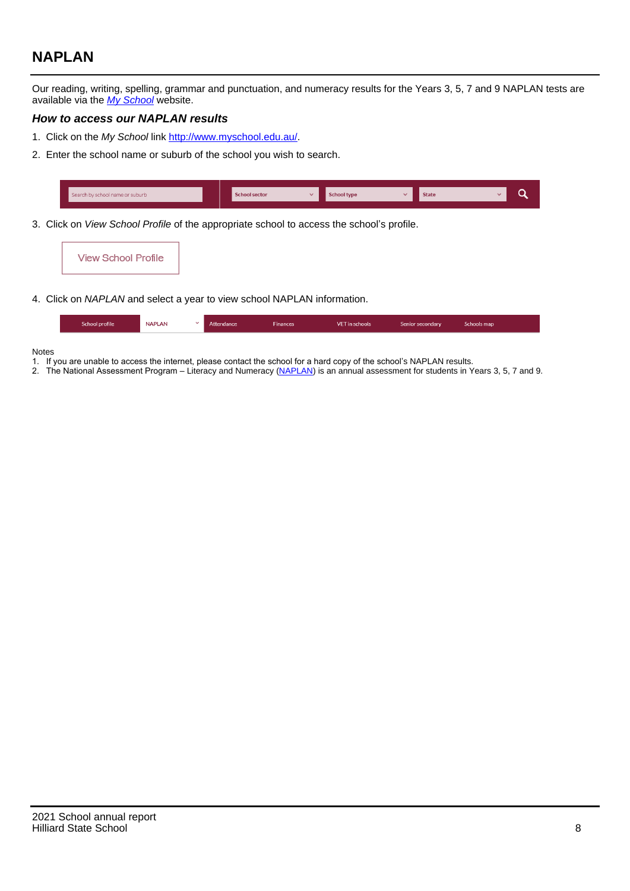## NAPLAN

Our reading, writing, spelling, grammar and punctuation, and numeracy results for the Years 3, 5, 7 and 9 NAPLAN tests are available via the [*My School*](http://www.myschool.edu.au/) website.

### *How to access our NAPLAN results*

1. Click on the *My School* link [http://www.myschool.edu.au/](http://www.myschool.edu.au/).
2. Enter the school name or suburb of the school you wish to search.

Search by school name or suburb
School sector
School type
State

3. Click on *View School Profile* of the appropriate school to access the school's profile.

View School Profile

4. Click on *NAPLAN* and select a year to view school NAPLAN information.

School profile
NAPLAN
Attendance
Finances
VET in schools
Senior secondary
Schools map

Notes
1. If you are unable to access the internet, please contact the school for a hard copy of the school's NAPLAN results.
2. The National Assessment Program – Literacy and Numeracy (NAPLAN) is an annual assessment for students in Years 3, 5, 7 and 9.